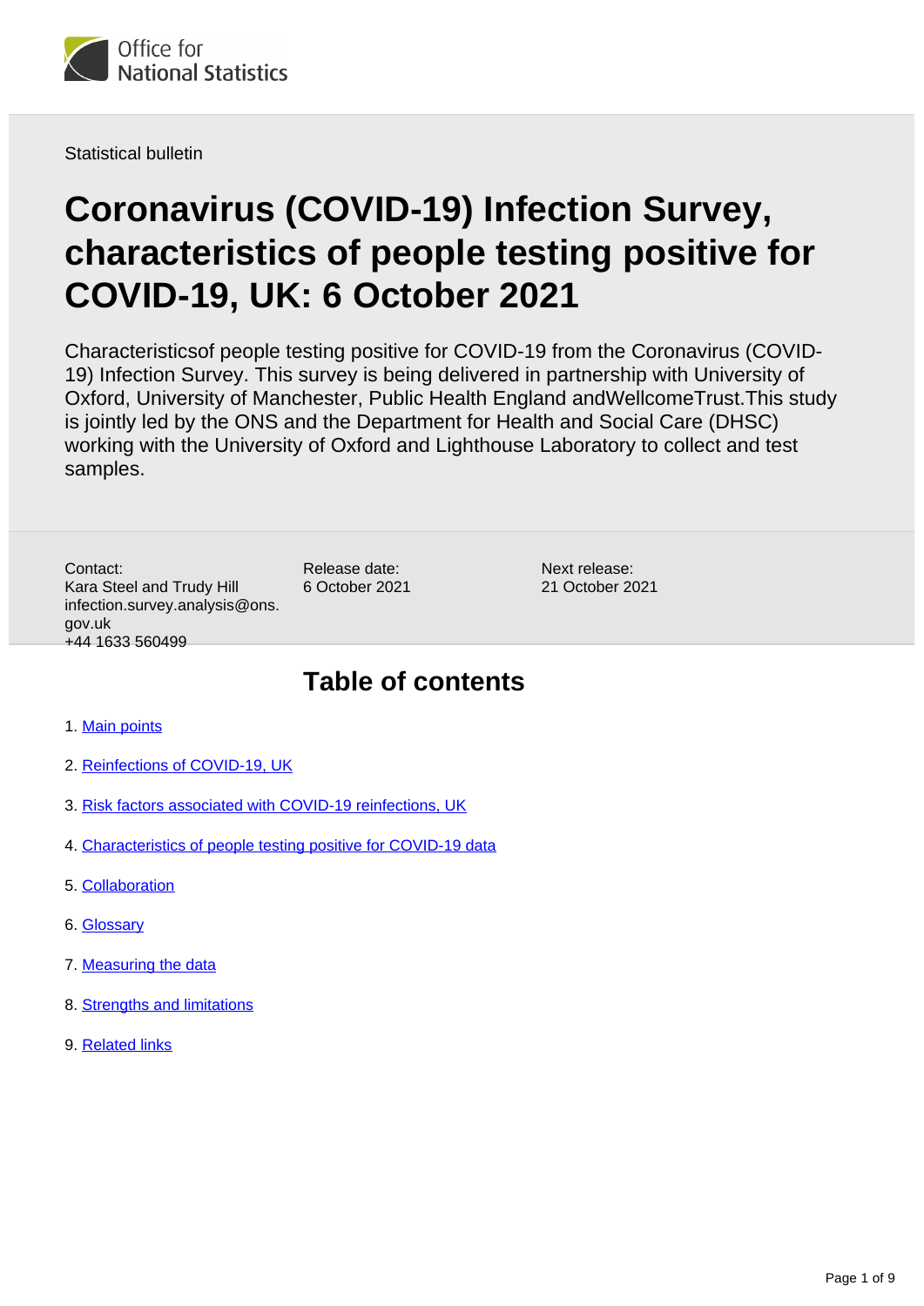Statistical bulletin

# Coronavirus (COVID-19) Infection Survey, characteristics of people testing positive for COVID-19, UK: 6 October 2021

Characteristicsof people testing positive for COVID-19 from the Coronavirus (COVID-19) Infection Survey. This survey is being delivered in partnership with University of Oxford, University of Manchester, Public Health England andWellcomeTrust.This study is jointly led by the ONS and the Department for Health and Social Care (DHSC) working with the University of Oxford and Lighthouse Laboratory to collect and test samples.

Contact:
Kara Steel and Trudy Hill
infection.survey.analysis@ons.gov.uk
+44 1633 560499

Release date:
6 October 2021

Next release:
21 October 2021

## Table of contents

1. Main points
2. Reinfections of COVID-19, UK
3. Risk factors associated with COVID-19 reinfections, UK
4. Characteristics of people testing positive for COVID-19 data
5. Collaboration
6. Glossary
7. Measuring the data
8. Strengths and limitations
9. Related links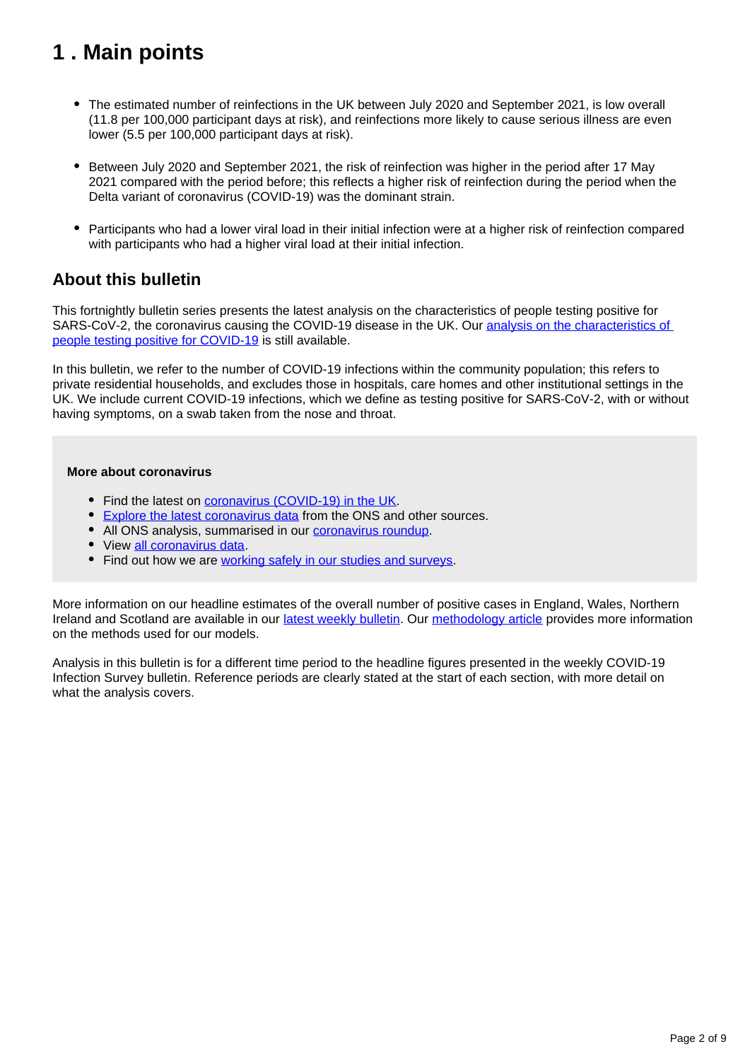# 1 . Main points

- The estimated number of reinfections in the UK between July 2020 and September 2021, is low overall (11.8 per 100,000 participant days at risk), and reinfections more likely to cause serious illness are even lower (5.5 per 100,000 participant days at risk).
- Between July 2020 and September 2021, the risk of reinfection was higher in the period after 17 May 2021 compared with the period before; this reflects a higher risk of reinfection during the period when the Delta variant of coronavirus (COVID-19) was the dominant strain.
- Participants who had a lower viral load in their initial infection were at a higher risk of reinfection compared with participants who had a higher viral load at their initial infection.

## About this bulletin

This fortnightly bulletin series presents the latest analysis on the characteristics of people testing positive for SARS-CoV-2, the coronavirus causing the COVID-19 disease in the UK. Our analysis on the characteristics of people testing positive for COVID-19 is still available.

In this bulletin, we refer to the number of COVID-19 infections within the community population; this refers to private residential households, and excludes those in hospitals, care homes and other institutional settings in the UK. We include current COVID-19 infections, which we define as testing positive for SARS-CoV-2, with or without having symptoms, on a swab taken from the nose and throat.

**More about coronavirus**

- Find the latest on coronavirus (COVID-19) in the UK.
- Explore the latest coronavirus data from the ONS and other sources.
- All ONS analysis, summarised in our coronavirus roundup.
- View all coronavirus data.
- Find out how we are working safely in our studies and surveys.

More information on our headline estimates of the overall number of positive cases in England, Wales, Northern Ireland and Scotland are available in our latest weekly bulletin. Our methodology article provides more information on the methods used for our models.

Analysis in this bulletin is for a different time period to the headline figures presented in the weekly COVID-19 Infection Survey bulletin. Reference periods are clearly stated at the start of each section, with more detail on what the analysis covers.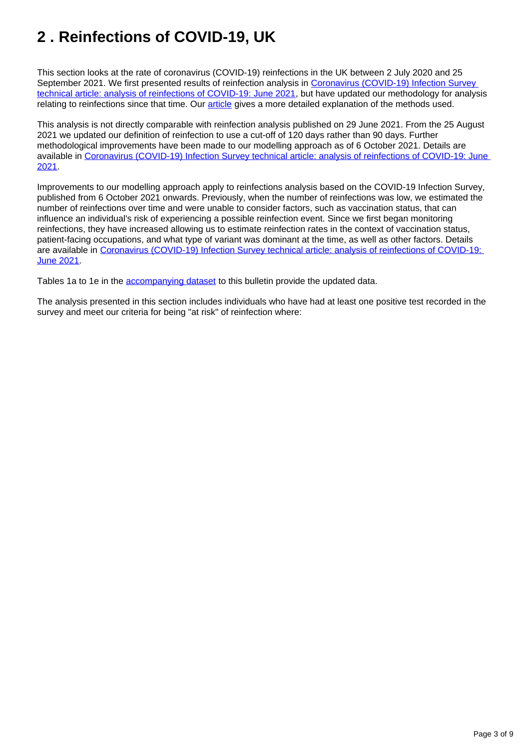## 2 . Reinfections of COVID-19, UK

This section looks at the rate of coronavirus (COVID-19) reinfections in the UK between 2 July 2020 and 25 September 2021. We first presented results of reinfection analysis in Coronavirus (COVID-19) Infection Survey technical article: analysis of reinfections of COVID-19: June 2021, but have updated our methodology for analysis relating to reinfections since that time. Our article gives a more detailed explanation of the methods used.

This analysis is not directly comparable with reinfection analysis published on 29 June 2021. From the 25 August 2021 we updated our definition of reinfection to use a cut-off of 120 days rather than 90 days. Further methodological improvements have been made to our modelling approach as of 6 October 2021. Details are available in Coronavirus (COVID-19) Infection Survey technical article: analysis of reinfections of COVID-19: June 2021.

Improvements to our modelling approach apply to reinfections analysis based on the COVID-19 Infection Survey, published from 6 October 2021 onwards. Previously, when the number of reinfections was low, we estimated the number of reinfections over time and were unable to consider factors, such as vaccination status, that can influence an individual's risk of experiencing a possible reinfection event. Since we first began monitoring reinfections, they have increased allowing us to estimate reinfection rates in the context of vaccination status, patient-facing occupations, and what type of variant was dominant at the time, as well as other factors. Details are available in Coronavirus (COVID-19) Infection Survey technical article: analysis of reinfections of COVID-19: June 2021.

Tables 1a to 1e in the accompanying dataset to this bulletin provide the updated data.

The analysis presented in this section includes individuals who have had at least one positive test recorded in the survey and meet our criteria for being "at risk" of reinfection where: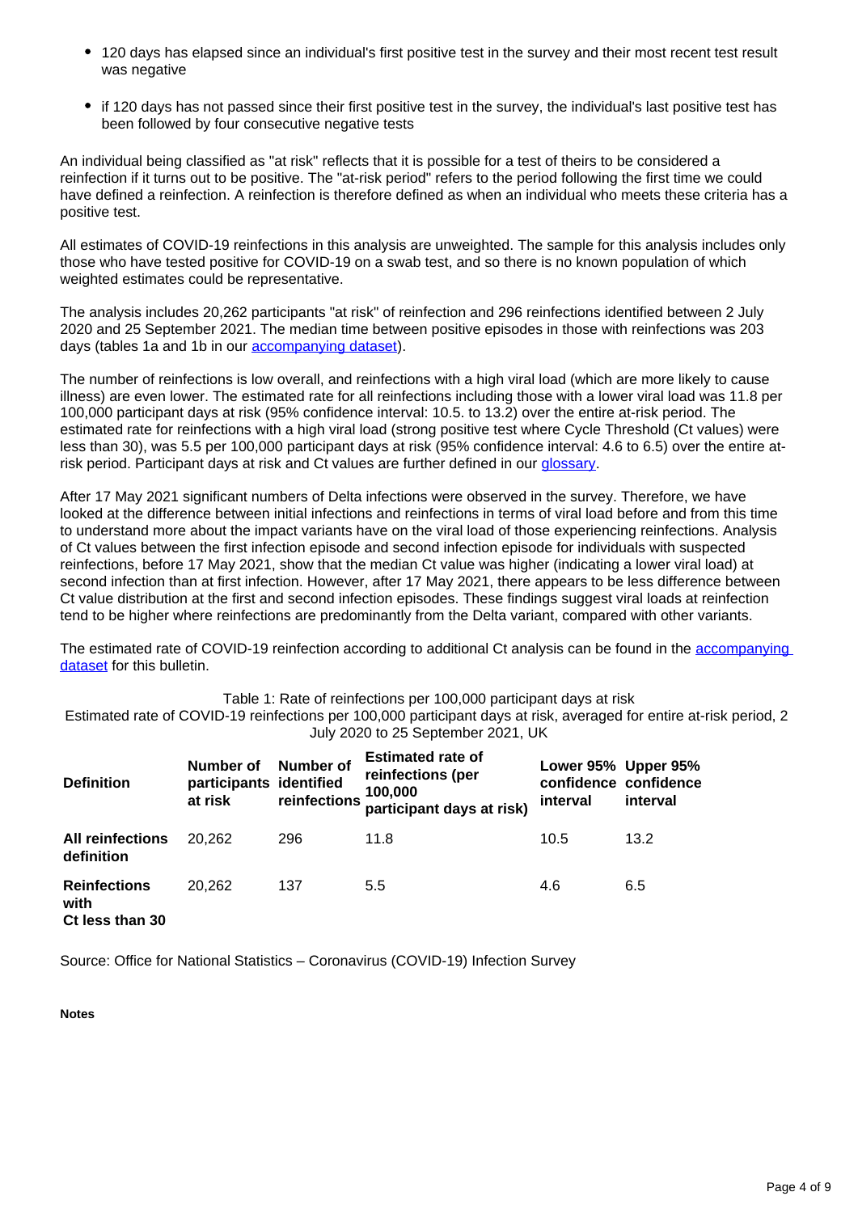- 120 days has elapsed since an individual's first positive test in the survey and their most recent test result was negative
- if 120 days has not passed since their first positive test in the survey, the individual's last positive test has been followed by four consecutive negative tests

An individual being classified as "at risk" reflects that it is possible for a test of theirs to be considered a reinfection if it turns out to be positive. The "at-risk period" refers to the period following the first time we could have defined a reinfection. A reinfection is therefore defined as when an individual who meets these criteria has a positive test.

All estimates of COVID-19 reinfections in this analysis are unweighted. The sample for this analysis includes only those who have tested positive for COVID-19 on a swab test, and so there is no known population of which weighted estimates could be representative.

The analysis includes 20,262 participants "at risk" of reinfection and 296 reinfections identified between 2 July 2020 and 25 September 2021. The median time between positive episodes in those with reinfections was 203 days (tables 1a and 1b in our accompanying dataset).

The number of reinfections is low overall, and reinfections with a high viral load (which are more likely to cause illness) are even lower. The estimated rate for all reinfections including those with a lower viral load was 11.8 per 100,000 participant days at risk (95% confidence interval: 10.5. to 13.2) over the entire at-risk period. The estimated rate for reinfections with a high viral load (strong positive test where Cycle Threshold (Ct values) were less than 30), was 5.5 per 100,000 participant days at risk (95% confidence interval: 4.6 to 6.5) over the entire at-risk period. Participant days at risk and Ct values are further defined in our glossary.

After 17 May 2021 significant numbers of Delta infections were observed in the survey. Therefore, we have looked at the difference between initial infections and reinfections in terms of viral load before and from this time to understand more about the impact variants have on the viral load of those experiencing reinfections. Analysis of Ct values between the first infection episode and second infection episode for individuals with suspected reinfections, before 17 May 2021, show that the median Ct value was higher (indicating a lower viral load) at second infection than at first infection. However, after 17 May 2021, there appears to be less difference between Ct value distribution at the first and second infection episodes. These findings suggest viral loads at reinfection tend to be higher where reinfections are predominantly from the Delta variant, compared with other variants.

The estimated rate of COVID-19 reinfection according to additional Ct analysis can be found in the accompanying dataset for this bulletin.

Table 1: Rate of reinfections per 100,000 participant days at risk
Estimated rate of COVID-19 reinfections per 100,000 participant days at risk, averaged for entire at-risk period, 2 July 2020 to 25 September 2021, UK

| Definition | Number of participants at risk | Number of identified reinfections | Estimated rate of reinfections (per 100,000 participant days at risk) | Lower 95% confidence interval | Upper 95% confidence interval |
|---|---|---|---|---|---|
| **All reinfections definition** | 20,262 | 296 | 11.8 | 10.5 | 13.2 |
| **Reinfections with Ct less than 30** | 20,262 | 137 | 5.5 | 4.6 | 6.5 |

Source: Office for National Statistics – Coronavirus (COVID-19) Infection Survey

**Notes**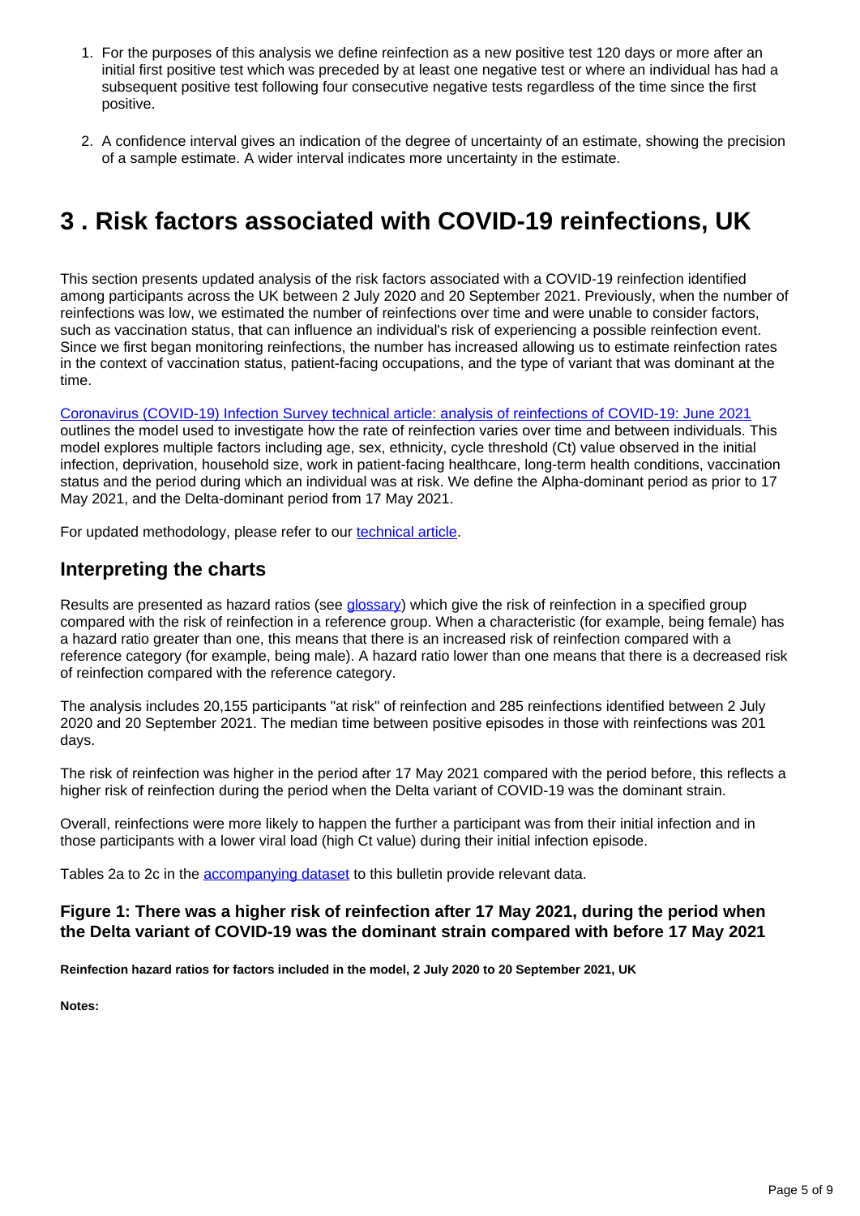1. For the purposes of this analysis we define reinfection as a new positive test 120 days or more after an initial first positive test which was preceded by at least one negative test or where an individual has had a subsequent positive test following four consecutive negative tests regardless of the time since the first positive.

2. A confidence interval gives an indication of the degree of uncertainty of an estimate, showing the precision of a sample estimate. A wider interval indicates more uncertainty in the estimate.

# 3 . Risk factors associated with COVID-19 reinfections, UK

This section presents updated analysis of the risk factors associated with a COVID-19 reinfection identified among participants across the UK between 2 July 2020 and 20 September 2021. Previously, when the number of reinfections was low, we estimated the number of reinfections over time and were unable to consider factors, such as vaccination status, that can influence an individual's risk of experiencing a possible reinfection event. Since we first began monitoring reinfections, the number has increased allowing us to estimate reinfection rates in the context of vaccination status, patient-facing occupations, and the type of variant that was dominant at the time.

[Coronavirus (COVID-19) Infection Survey technical article: analysis of reinfections of COVID-19: June 2021](#) outlines the model used to investigate how the rate of reinfection varies over time and between individuals. This model explores multiple factors including age, sex, ethnicity, cycle threshold (Ct) value observed in the initial infection, deprivation, household size, work in patient-facing healthcare, long-term health conditions, vaccination status and the period during which an individual was at risk. We define the Alpha-dominant period as prior to 17 May 2021, and the Delta-dominant period from 17 May 2021.

For updated methodology, please refer to our [technical article](#).

## Interpreting the charts

Results are presented as hazard ratios (see [glossary](#)) which give the risk of reinfection in a specified group compared with the risk of reinfection in a reference group. When a characteristic (for example, being female) has a hazard ratio greater than one, this means that there is an increased risk of reinfection compared with a reference category (for example, being male). A hazard ratio lower than one means that there is a decreased risk of reinfection compared with the reference category.

The analysis includes 20,155 participants "at risk" of reinfection and 285 reinfections identified between 2 July 2020 and 20 September 2021. The median time between positive episodes in those with reinfections was 201 days.

The risk of reinfection was higher in the period after 17 May 2021 compared with the period before, this reflects a higher risk of reinfection during the period when the Delta variant of COVID-19 was the dominant strain.

Overall, reinfections were more likely to happen the further a participant was from their initial infection and in those participants with a lower viral load (high Ct value) during their initial infection episode.

Tables 2a to 2c in the [accompanying dataset](#) to this bulletin provide relevant data.

### Figure 1: There was a higher risk of reinfection after 17 May 2021, during the period when the Delta variant of COVID-19 was the dominant strain compared with before 17 May 2021

**Reinfection hazard ratios for factors included in the model, 2 July 2020 to 20 September 2021, UK**

**Notes:**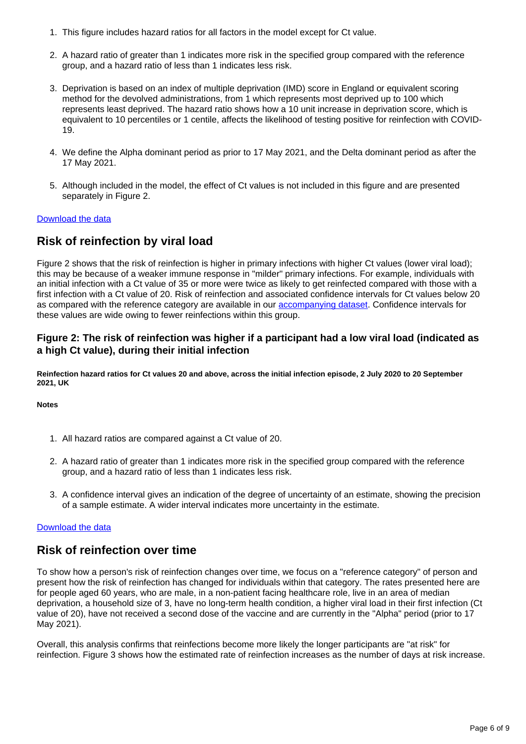1. This figure includes hazard ratios for all factors in the model except for Ct value.

2. A hazard ratio of greater than 1 indicates more risk in the specified group compared with the reference group, and a hazard ratio of less than 1 indicates less risk.

3. Deprivation is based on an index of multiple deprivation (IMD) score in England or equivalent scoring method for the devolved administrations, from 1 which represents most deprived up to 100 which represents least deprived. The hazard ratio shows how a 10 unit increase in deprivation score, which is equivalent to 10 percentiles or 1 centile, affects the likelihood of testing positive for reinfection with COVID-19.

4. We define the Alpha dominant period as prior to 17 May 2021, and the Delta dominant period as after the 17 May 2021.

5. Although included in the model, the effect of Ct values is not included in this figure and are presented separately in Figure 2.

[Download the data]

## Risk of reinfection by viral load

Figure 2 shows that the risk of reinfection is higher in primary infections with higher Ct values (lower viral load); this may be because of a weaker immune response in "milder" primary infections. For example, individuals with an initial infection with a Ct value of 35 or more were twice as likely to get reinfected compared with those with a first infection with a Ct value of 20. Risk of reinfection and associated confidence intervals for Ct values below 20 as compared with the reference category are available in our [accompanying dataset]. Confidence intervals for these values are wide owing to fewer reinfections within this group.

### Figure 2: The risk of reinfection was higher if a participant had a low viral load (indicated as a high Ct value), during their initial infection

**Reinfection hazard ratios for Ct values 20 and above, across the initial infection episode, 2 July 2020 to 20 September 2021, UK**

**Notes**

1. All hazard ratios are compared against a Ct value of 20.

2. A hazard ratio of greater than 1 indicates more risk in the specified group compared with the reference group, and a hazard ratio of less than 1 indicates less risk.

3. A confidence interval gives an indication of the degree of uncertainty of an estimate, showing the precision of a sample estimate. A wider interval indicates more uncertainty in the estimate.

[Download the data]

## Risk of reinfection over time

To show how a person's risk of reinfection changes over time, we focus on a "reference category" of person and present how the risk of reinfection has changed for individuals within that category. The rates presented here are for people aged 60 years, who are male, in a non-patient facing healthcare role, live in an area of median deprivation, a household size of 3, have no long-term health condition, a higher viral load in their first infection (Ct value of 20), have not received a second dose of the vaccine and are currently in the "Alpha" period (prior to 17 May 2021).

Overall, this analysis confirms that reinfections become more likely the longer participants are "at risk" for reinfection. Figure 3 shows how the estimated rate of reinfection increases as the number of days at risk increase.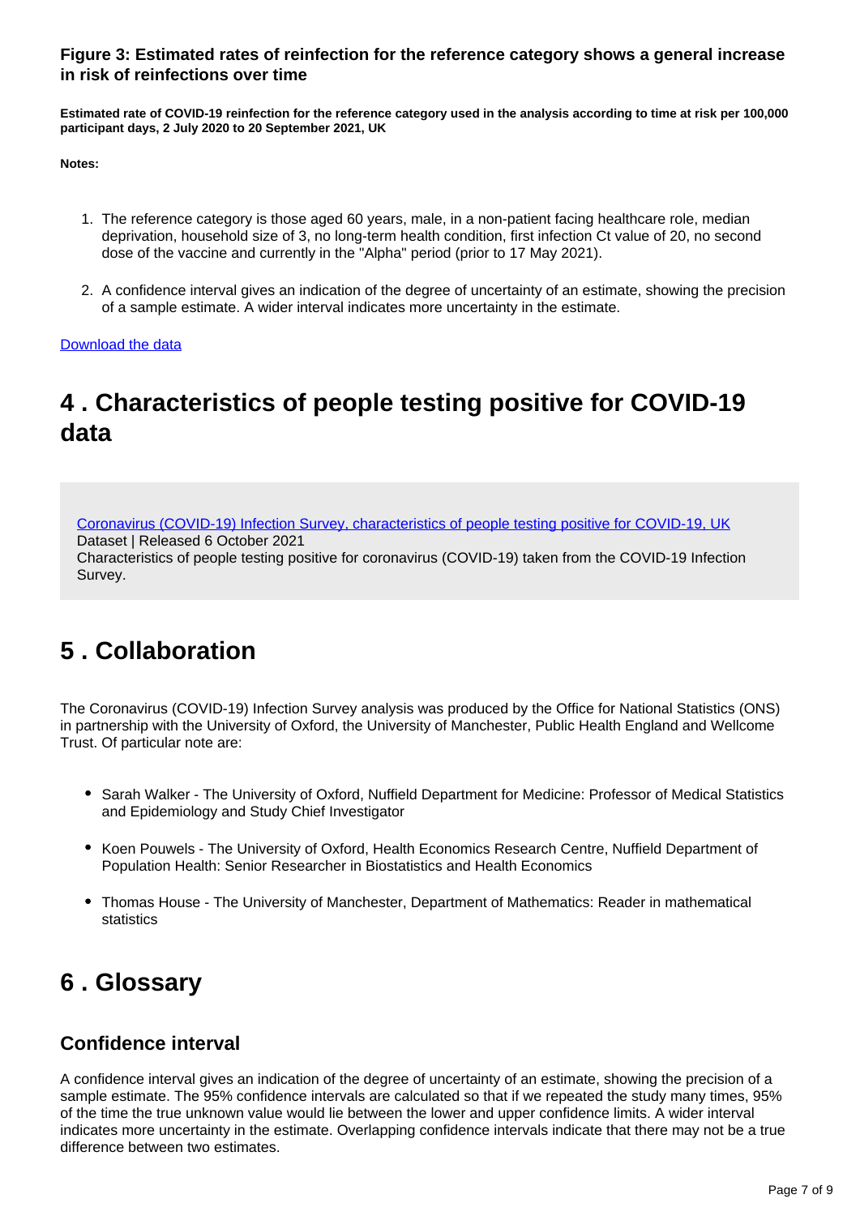### Figure 3: Estimated rates of reinfection for the reference category shows a general increase in risk of reinfections over time

**Estimated rate of COVID-19 reinfection for the reference category used in the analysis according to time at risk per 100,000 participant days, 2 July 2020 to 20 September 2021, UK**

**Notes:**

1. The reference category is those aged 60 years, male, in a non-patient facing healthcare role, median deprivation, household size of 3, no long-term health condition, first infection Ct value of 20, no second dose of the vaccine and currently in the "Alpha" period (prior to 17 May 2021).
2. A confidence interval gives an indication of the degree of uncertainty of an estimate, showing the precision of a sample estimate. A wider interval indicates more uncertainty in the estimate.

Download the data

# 4 . Characteristics of people testing positive for COVID-19 data

Coronavirus (COVID-19) Infection Survey, characteristics of people testing positive for COVID-19, UK
Dataset | Released 6 October 2021
Characteristics of people testing positive for coronavirus (COVID-19) taken from the COVID-19 Infection Survey.

# 5 . Collaboration

The Coronavirus (COVID-19) Infection Survey analysis was produced by the Office for National Statistics (ONS) in partnership with the University of Oxford, the University of Manchester, Public Health England and Wellcome Trust. Of particular note are:

- Sarah Walker - The University of Oxford, Nuffield Department for Medicine: Professor of Medical Statistics and Epidemiology and Study Chief Investigator
- Koen Pouwels - The University of Oxford, Health Economics Research Centre, Nuffield Department of Population Health: Senior Researcher in Biostatistics and Health Economics
- Thomas House - The University of Manchester, Department of Mathematics: Reader in mathematical statistics

# 6 . Glossary

## Confidence interval

A confidence interval gives an indication of the degree of uncertainty of an estimate, showing the precision of a sample estimate. The 95% confidence intervals are calculated so that if we repeated the study many times, 95% of the time the true unknown value would lie between the lower and upper confidence limits. A wider interval indicates more uncertainty in the estimate. Overlapping confidence intervals indicate that there may not be a true difference between two estimates.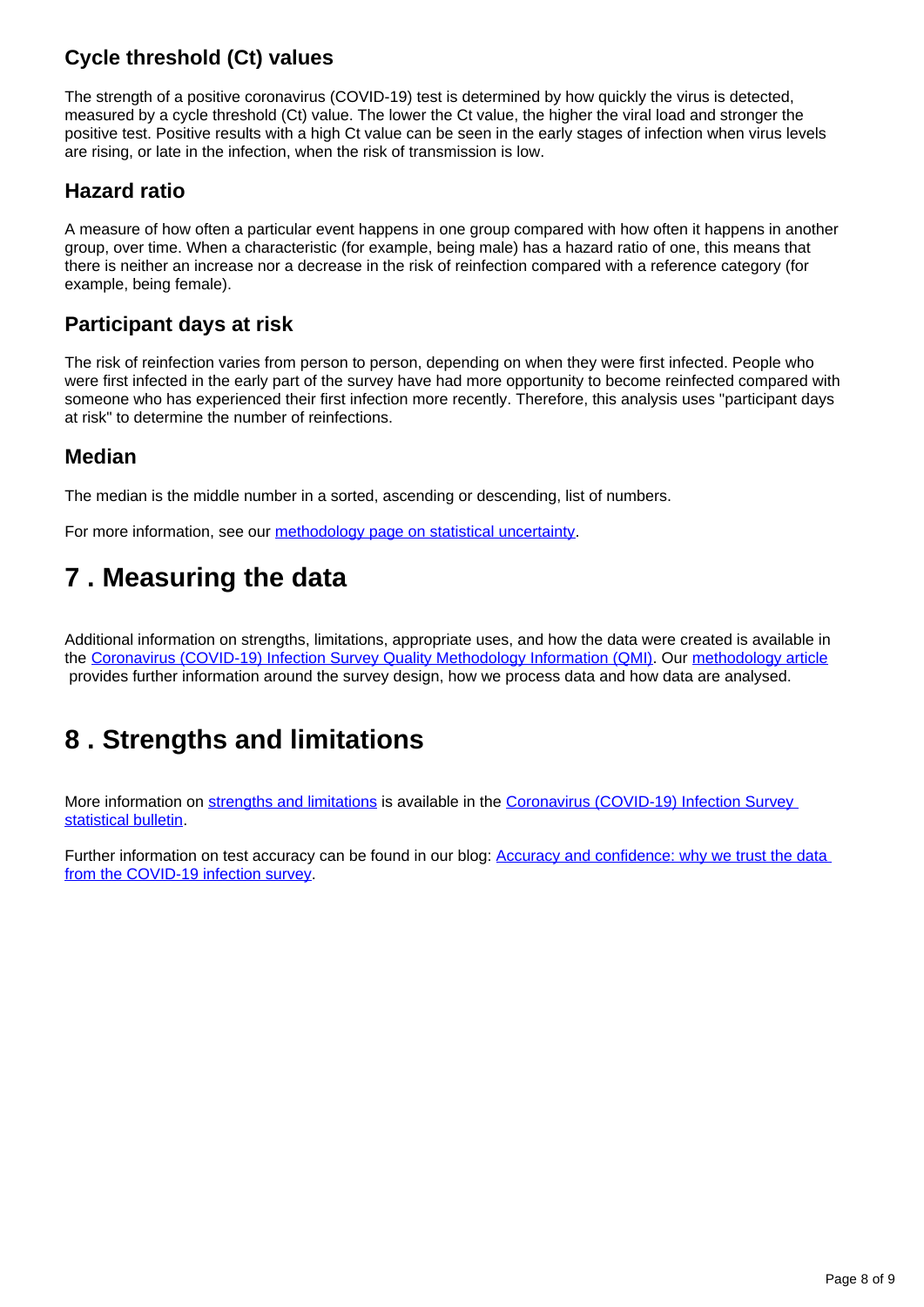### Cycle threshold (Ct) values

The strength of a positive coronavirus (COVID-19) test is determined by how quickly the virus is detected, measured by a cycle threshold (Ct) value. The lower the Ct value, the higher the viral load and stronger the positive test. Positive results with a high Ct value can be seen in the early stages of infection when virus levels are rising, or late in the infection, when the risk of transmission is low.

### Hazard ratio

A measure of how often a particular event happens in one group compared with how often it happens in another group, over time. When a characteristic (for example, being male) has a hazard ratio of one, this means that there is neither an increase nor a decrease in the risk of reinfection compared with a reference category (for example, being female).

### Participant days at risk

The risk of reinfection varies from person to person, depending on when they were first infected. People who were first infected in the early part of the survey have had more opportunity to become reinfected compared with someone who has experienced their first infection more recently. Therefore, this analysis uses "participant days at risk" to determine the number of reinfections.

### Median

The median is the middle number in a sorted, ascending or descending, list of numbers.

For more information, see our methodology page on statistical uncertainty.

## 7 . Measuring the data

Additional information on strengths, limitations, appropriate uses, and how the data were created is available in the Coronavirus (COVID-19) Infection Survey Quality Methodology Information (QMI). Our methodology article provides further information around the survey design, how we process data and how data are analysed.

## 8 . Strengths and limitations

More information on strengths and limitations is available in the Coronavirus (COVID-19) Infection Survey statistical bulletin.

Further information on test accuracy can be found in our blog: Accuracy and confidence: why we trust the data from the COVID-19 infection survey.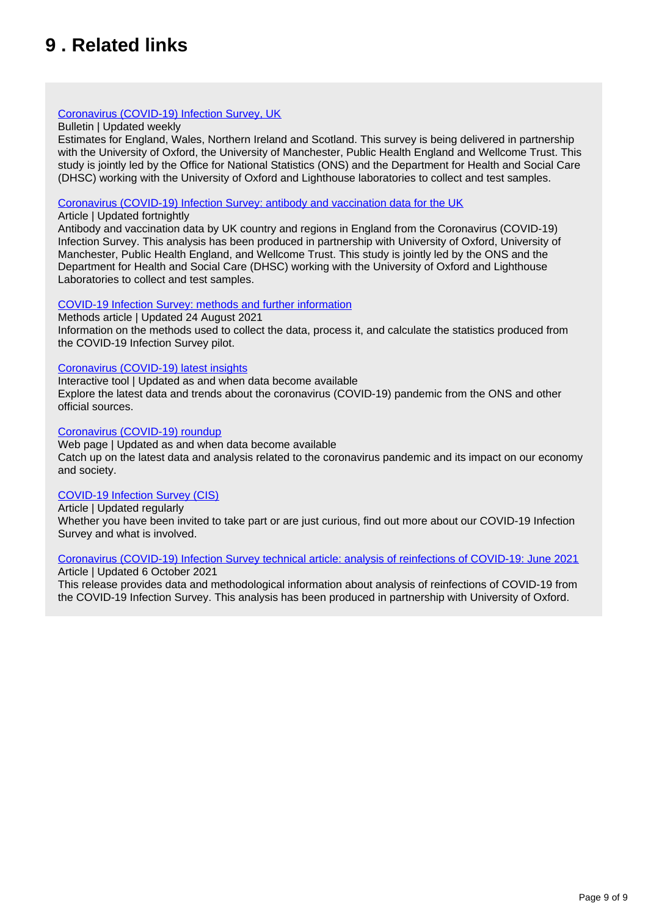## 9 . Related links

[Coronavirus (COVID-19) Infection Survey, UK](#)
Bulletin | Updated weekly
Estimates for England, Wales, Northern Ireland and Scotland. This survey is being delivered in partnership with the University of Oxford, the University of Manchester, Public Health England and Wellcome Trust. This study is jointly led by the Office for National Statistics (ONS) and the Department for Health and Social Care (DHSC) working with the University of Oxford and Lighthouse laboratories to collect and test samples.

[Coronavirus (COVID-19) Infection Survey: antibody and vaccination data for the UK](#)
Article | Updated fortnightly
Antibody and vaccination data by UK country and regions in England from the Coronavirus (COVID-19) Infection Survey. This analysis has been produced in partnership with University of Oxford, University of Manchester, Public Health England, and Wellcome Trust. This study is jointly led by the ONS and the Department for Health and Social Care (DHSC) working with the University of Oxford and Lighthouse Laboratories to collect and test samples.

[COVID-19 Infection Survey: methods and further information](#)
Methods article | Updated 24 August 2021
Information on the methods used to collect the data, process it, and calculate the statistics produced from the COVID-19 Infection Survey pilot.

[Coronavirus (COVID-19) latest insights](#)
Interactive tool | Updated as and when data become available
Explore the latest data and trends about the coronavirus (COVID-19) pandemic from the ONS and other official sources.

[Coronavirus (COVID-19) roundup](#)
Web page | Updated as and when data become available
Catch up on the latest data and analysis related to the coronavirus pandemic and its impact on our economy and society.

[COVID-19 Infection Survey (CIS)](#)
Article | Updated regularly
Whether you have been invited to take part or are just curious, find out more about our COVID-19 Infection Survey and what is involved.

[Coronavirus (COVID-19) Infection Survey technical article: analysis of reinfections of COVID-19: June 2021](#)
Article | Updated 6 October 2021
This release provides data and methodological information about analysis of reinfections of COVID-19 from the COVID-19 Infection Survey. This analysis has been produced in partnership with University of Oxford.